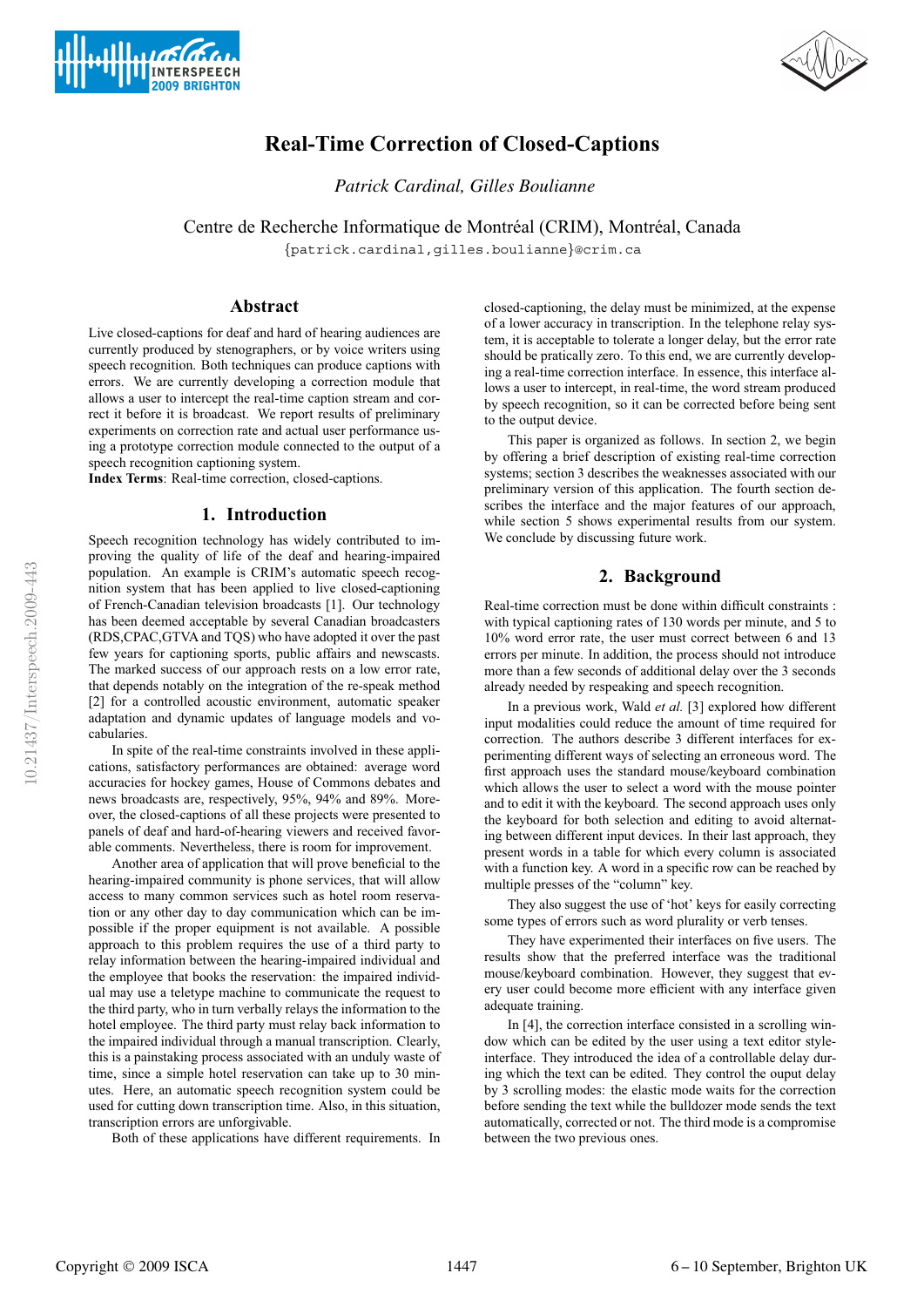# Real-Time Correction of Closed-Captions

*Patrick Cardinal, Gilles Boulianne*

Centre de Recherche Informatique de Montréal (CRIM), Montréal, Canada

{patrick.cardinal,gilles.boulianne}@crim.ca

## Abstract

Live closed-captions for deaf and hard of hearing audiences are currently produced by stenographers, or by voice writers using speech recognition. Both techniques can produce captions with errors. We are currently developing a correction module that allows a user to intercept the real-time caption stream and correct it before it is broadcast. We report results of preliminary experiments on correction rate and actual user performance using a prototype correction module connected to the output of a speech recognition captioning system.

**Index Terms**: Real-time correction, closed-captions.

## 1. Introduction

Speech recognition technology has widely contributed to improving the quality of life of the deaf and hearing-impaired population. An example is CRIM's automatic speech recognition system that has been applied to live closed-captioning of French-Canadian television broadcasts [1]. Our technology has been deemed acceptable by several Canadian broadcasters (RDS,CPAC,GTVA and TQS) who have adopted it over the past few years for captioning sports, public affairs and newscasts. The marked success of our approach rests on a low error rate, that depends notably on the integration of the re-speak method [2] for a controlled acoustic environment, automatic speaker adaptation and dynamic updates of language models and vocabularies.

In spite of the real-time constraints involved in these applications, satisfactory performances are obtained: average word accuracies for hockey games, House of Commons debates and news broadcasts are, respectively, 95%, 94% and 89%. Moreover, the closed-captions of all these projects were presented to panels of deaf and hard-of-hearing viewers and received favorable comments. Nevertheless, there is room for improvement.

Another area of application that will prove beneficial to the hearing-impaired community is phone services, that will allow access to many common services such as hotel room reservation or any other day to day communication which can be impossible if the proper equipment is not available. A possible approach to this problem requires the use of a third party to relay information between the hearing-impaired individual and the employee that books the reservation: the impaired individual may use a teletype machine to communicate the request to the third party, who in turn verbally relays the information to the hotel employee. The third party must relay back information to the impaired individual through a manual transcription. Clearly, this is a painstaking process associated with an unduly waste of time, since a simple hotel reservation can take up to 30 minutes. Here, an automatic speech recognition system could be used for cutting down transcription time. Also, in this situation, transcription errors are unforgivable.

Both of these applications have different requirements. In closed-captioning, the delay must be minimized, at the expense of a lower accuracy in transcription. In the telephone relay system, it is acceptable to tolerate a longer delay, but the error rate should be pratically zero. To this end, we are currently developing a real-time correction interface. In essence, this interface allows a user to intercept, in real-time, the word stream produced by speech recognition, so it can be corrected before being sent to the output device.

This paper is organized as follows. In section 2, we begin by offering a brief description of existing real-time correction systems; section 3 describes the weaknesses associated with our preliminary version of this application. The fourth section describes the interface and the major features of our approach, while section 5 shows experimental results from our system. We conclude by discussing future work.

## 2. Background

Real-time correction must be done within difficult constraints : with typical captioning rates of 130 words per minute, and 5 to 10% word error rate, the user must correct between 6 and 13 errors per minute. In addition, the process should not introduce more than a few seconds of additional delay over the 3 seconds already needed by respeaking and speech recognition.

In a previous work, Wald *et al.* [3] explored how different input modalities could reduce the amount of time required for correction. The authors describe 3 different interfaces for experimenting different ways of selecting an erroneous word. The first approach uses the standard mouse/keyboard combination which allows the user to select a word with the mouse pointer and to edit it with the keyboard. The second approach uses only the keyboard for both selection and editing to avoid alternating between different input devices. In their last approach, they present words in a table for which every column is associated with a function key. A word in a specific row can be reached by multiple presses of the "column" key.

They also suggest the use of 'hot' keys for easily correcting some types of errors such as word plurality or verb tenses.

They have experimented their interfaces on five users. The results show that the preferred interface was the traditional mouse/keyboard combination. However, they suggest that every user could become more efficient with any interface given adequate training.

In [4], the correction interface consisted in a scrolling window which can be edited by the user using a text editor style-interface. They introduced the idea of a controllable delay during which the text can be edited. They control the ouput delay by 3 scrolling modes: the elastic mode waits for the correction before sending the text while the bulldozer mode sends the text automatically, corrected or not. The third mode is a compromise between the two previous ones.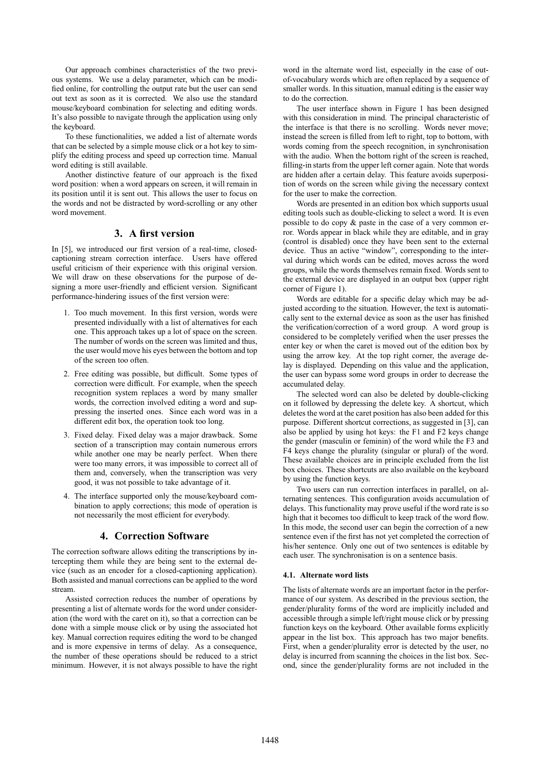Our approach combines characteristics of the two previous systems. We use a delay parameter, which can be modified online, for controlling the output rate but the user can send out text as soon as it is corrected. We also use the standard mouse/keyboard combination for selecting and editing words. It's also possible to navigate through the application using only the keyboard.

To these functionalities, we added a list of alternate words that can be selected by a simple mouse click or a hot key to simplify the editing process and speed up correction time. Manual word editing is still available.

Another distinctive feature of our approach is the fixed word position: when a word appears on screen, it will remain in its position until it is sent out. This allows the user to focus on the words and not be distracted by word-scrolling or any other word movement.

## 3. A first version

In [5], we introduced our first version of a real-time, closed-captioning stream correction interface. Users have offered useful criticism of their experience with this original version. We will draw on these observations for the purpose of designing a more user-friendly and efficient version. Significant performance-hindering issues of the first version were:

1. Too much movement. In this first version, words were presented individually with a list of alternatives for each one. This approach takes up a lot of space on the screen. The number of words on the screen was limited and thus, the user would move his eyes between the bottom and top of the screen too often.
2. Free editing was possible, but difficult. Some types of correction were difficult. For example, when the speech recognition system replaces a word by many smaller words, the correction involved editing a word and suppressing the inserted ones. Since each word was in a different edit box, the operation took too long.
3. Fixed delay. Fixed delay was a major drawback. Some section of a transcription may contain numerous errors while another one may be nearly perfect. When there were too many errors, it was impossible to correct all of them and, conversely, when the transcription was very good, it was not possible to take advantage of it.
4. The interface supported only the mouse/keyboard combination to apply corrections; this mode of operation is not necessarily the most efficient for everybody.

## 4. Correction Software

The correction software allows editing the transcriptions by intercepting them while they are being sent to the external device (such as an encoder for a closed-captioning application). Both assisted and manual corrections can be applied to the word stream.

Assisted correction reduces the number of operations by presenting a list of alternate words for the word under consideration (the word with the caret on it), so that a correction can be done with a simple mouse click or by using the associated hot key. Manual correction requires editing the word to be changed and is more expensive in terms of delay. As a consequence, the number of these operations should be reduced to a strict minimum. However, it is not always possible to have the right word in the alternate word list, especially in the case of out-of-vocabulary words which are often replaced by a sequence of smaller words. In this situation, manual editing is the easier way to do the correction.

The user interface shown in Figure 1 has been designed with this consideration in mind. The principal characteristic of the interface is that there is no scrolling. Words never move; instead the screen is filled from left to right, top to bottom, with words coming from the speech recognition, in synchronisation with the audio. When the bottom right of the screen is reached, filling-in starts from the upper left corner again. Note that words are hidden after a certain delay. This feature avoids superposition of words on the screen while giving the necessary context for the user to make the correction.

Words are presented in an edition box which supports usual editing tools such as double-clicking to select a word. It is even possible to do copy & paste in the case of a very common error. Words appear in black while they are editable, and in gray (control is disabled) once they have been sent to the external device. Thus an active "window", corresponding to the interval during which words can be edited, moves across the word groups, while the words themselves remain fixed. Words sent to the external device are displayed in an output box (upper right corner of Figure 1).

Words are editable for a specific delay which may be adjusted according to the situation. However, the text is automatically sent to the external device as soon as the user has finished the verification/correction of a word group. A word group is considered to be completely verified when the user presses the enter key or when the caret is moved out of the edition box by using the arrow key. At the top right corner, the average delay is displayed. Depending on this value and the application, the user can bypass some word groups in order to decrease the accumulated delay.

The selected word can also be deleted by double-clicking on it followed by depressing the delete key. A shortcut, which deletes the word at the caret position has also been added for this purpose. Different shortcut corrections, as suggested in [3], can also be applied by using hot keys: the F1 and F2 keys change the gender (masculin or feminin) of the word while the F3 and F4 keys change the plurality (singular or plural) of the word. These available choices are in principle excluded from the list box choices. These shortcuts are also available on the keyboard by using the function keys.

Two users can run correction interfaces in parallel, on alternating sentences. This configuration avoids accumulation of delays. This functionality may prove useful if the word rate is so high that it becomes too difficult to keep track of the word flow. In this mode, the second user can begin the correction of a new sentence even if the first has not yet completed the correction of his/her sentence. Only one out of two sentences is editable by each user. The synchronisation is on a sentence basis.

### 4.1. Alternate word lists

The lists of alternate words are an important factor in the performance of our system. As described in the previous section, the gender/plurality forms of the word are implicitly included and accessible through a simple left/right mouse click or by pressing function keys on the keyboard. Other available forms explicitly appear in the list box. This approach has two major benefits. First, when a gender/plurality error is detected by the user, no delay is incurred from scanning the choices in the list box. Second, since the gender/plurality forms are not included in the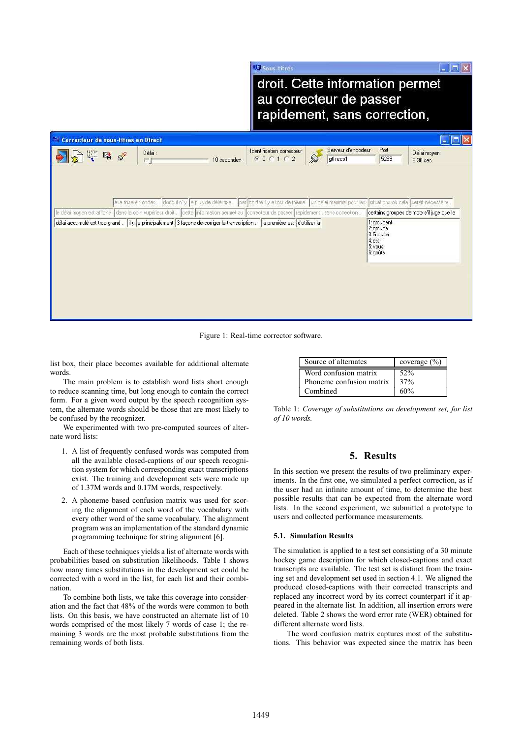Figure 1: Real-time corrector software.

list box, their place becomes available for additional alternate words.

The main problem is to establish word lists short enough to reduce scanning time, but long enough to contain the correct form. For a given word output by the speech recognition system, the alternate words should be those that are most likely to be confused by the recognizer.

We experimented with two pre-computed sources of alternate word lists:

1. A list of frequently confused words was computed from all the available closed-captions of our speech recognition system for which corresponding exact transcriptions exist. The training and development sets were made up of 1.37M words and 0.17M words, respectively.
2. A phoneme based confusion matrix was used for scoring the alignment of each word of the vocabulary with every other word of the same vocabulary. The alignment program was an implementation of the standard dynamic programming technique for string alignment [6].

Each of these techniques yields a list of alternate words with probabilities based on substitution likelihoods. Table 1 shows how many times substitutions in the development set could be corrected with a word in the list, for each list and their combination.

To combine both lists, we take this coverage into consideration and the fact that 48% of the words were common to both lists. On this basis, we have constructed an alternate list of 10 words comprised of the most likely 7 words of case 1; the remaining 3 words are the most probable substitutions from the remaining words of both lists.

| Source of alternates | coverage (%) |
|---|---|
| Word confusion matrix | 52% |
| Phoneme confusion matrix | 37% |
| Combined | 60% |

Table 1: *Coverage of substitutions on development set, for list of 10 words.*

## 5. Results

In this section we present the results of two preliminary experiments. In the first one, we simulated a perfect correction, as if the user had an infinite amount of time, to determine the best possible results that can be expected from the alternate word lists. In the second experiment, we submitted a prototype to users and collected performance measurements.

### 5.1. Simulation Results

The simulation is applied to a test set consisting of a 30 minute hockey game description for which closed-captions and exact transcripts are available. The test set is distinct from the training set and development set used in section 4.1. We aligned the produced closed-captions with their corrected transcripts and replaced any incorrect word by its correct counterpart if it appeared in the alternate list. In addition, all insertion errors were deleted. Table 2 shows the word error rate (WER) obtained for different alternate word lists.

The word confusion matrix captures most of the substitutions. This behavior was expected since the matrix has been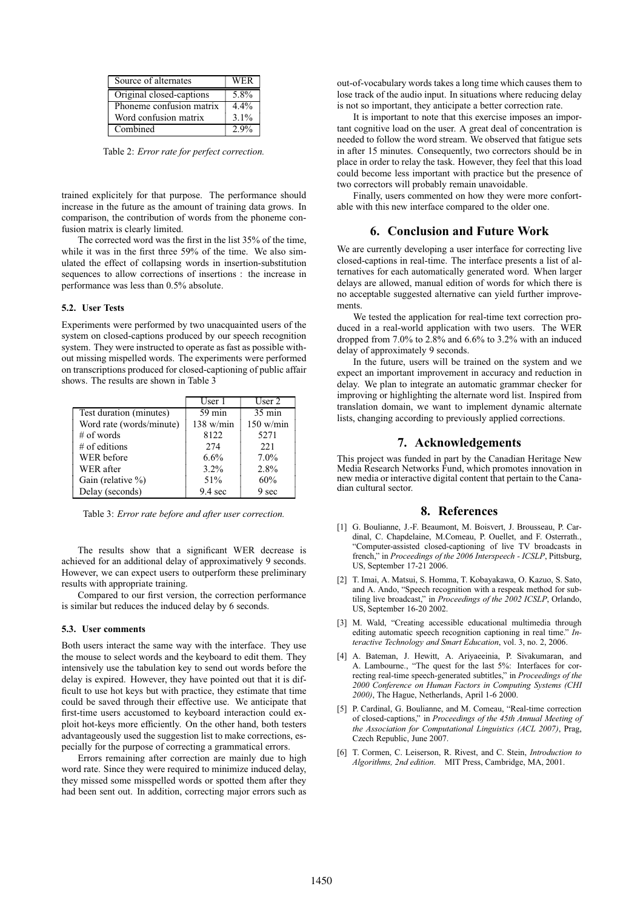| Source of alternates | WER |
| --- | --- |
| Original closed-captions | 5.8% |
| Phoneme confusion matrix | 4.4% |
| Word confusion matrix | 3.1% |
| Combined | 2.9% |

Table 2: *Error rate for perfect correction.*

trained explicitely for that purpose. The performance should increase in the future as the amount of training data grows. In comparison, the contribution of words from the phoneme confusion matrix is clearly limited.

The corrected word was the first in the list 35% of the time, while it was in the first three 59% of the time. We also simulated the effect of collapsing words in insertion-substitution sequences to allow corrections of insertions : the increase in performance was less than 0.5% absolute.

### 5.2. User Tests

Experiments were performed by two unacquainted users of the system on closed-captions produced by our speech recognition system. They were instructed to operate as fast as possible without missing mispelled words. The experiments were performed on transcriptions produced for closed-captioning of public affair shows. The results are shown in Table 3

| | User 1 | User 2 |
| --- | --- | --- |
| Test duration (minutes) | 59 min | 35 min |
| Word rate (words/minute) | 138 w/min | 150 w/min |
| # of words | 8122 | 5271 |
| # of editions | 274 | 221 |
| WER before | 6.6% | 7.0% |
| WER after | 3.2% | 2.8% |
| Gain (relative %) | 51% | 60% |
| Delay (seconds) | 9.4 sec | 9 sec |

Table 3: *Error rate before and after user correction.*

The results show that a significant WER decrease is achieved for an additional delay of approximatively 9 seconds. However, we can expect users to outperform these preliminary results with appropriate training.

Compared to our first version, the correction performance is similar but reduces the induced delay by 6 seconds.

### 5.3. User comments

Both users interact the same way with the interface. They use the mouse to select words and the keyboard to edit them. They intensively use the tabulation key to send out words before the delay is expired. However, they have pointed out that it is difficult to use hot keys but with practice, they estimate that time could be saved through their effective use. We anticipate that first-time users accustomed to keyboard interaction could exploit hot-keys more efficiently. On the other hand, both testers advantageously used the suggestion list to make corrections, especially for the purpose of correcting a grammatical errors.

Errors remaining after correction are mainly due to high word rate. Since they were required to minimize induced delay, they missed some misspelled words or spotted them after they had been sent out. In addition, correcting major errors such as out-of-vocabulary words takes a long time which causes them to lose track of the audio input. In situations where reducing delay is not so important, they anticipate a better correction rate.

It is important to note that this exercise imposes an important cognitive load on the user. A great deal of concentration is needed to follow the word stream. We observed that fatigue sets in after 15 minutes. Consequently, two correctors should be in place in order to relay the task. However, they feel that this load could become less important with practice but the presence of two correctors will probably remain unavoidable.

Finally, users commented on how they were more confortable with this new interface compared to the older one.

## 6. Conclusion and Future Work

We are currently developing a user interface for correcting live closed-captions in real-time. The interface presents a list of alternatives for each automatically generated word. When larger delays are allowed, manual edition of words for which there is no acceptable suggested alternative can yield further improvements.

We tested the application for real-time text correction produced in a real-world application with two users. The WER dropped from 7.0% to 2.8% and 6.6% to 3.2% with an induced delay of approximately 9 seconds.

In the future, users will be trained on the system and we expect an important improvement in accuracy and reduction in delay. We plan to integrate an automatic grammar checker for improving or highlighting the alternate word list. Inspired from translation domain, we want to implement dynamic alternate lists, changing according to previously applied corrections.

## 7. Acknowledgements

This project was funded in part by the Canadian Heritage New Media Research Networks Fund, which promotes innovation in new media or interactive digital content that pertain to the Canadian cultural sector.

## 8. References

[1] G. Boulianne, J.-F. Beaumont, M. Boisvert, J. Brousseau, P. Cardinal, C. Chapdelaine, M.Comeau, P. Ouellet, and F. Osterrath., "Computer-assisted closed-captioning of live TV broadcasts in french," in *Proceedings of the 2006 Interspeech - ICSLP*, Pittsburg, US, September 17-21 2006.

[2] T. Imai, A. Matsui, S. Homma, T. Kobayakawa, O. Kazuo, S. Sato, and A. Ando, "Speech recognition with a respeak method for subtiling live broadcast," in *Proceedings of the 2002 ICSLP*, Orlando, US, September 16-20 2002.

[3] M. Wald, "Creating accessible educational multimedia through editing automatic speech recognition captioning in real time." *Interactive Technology and Smart Education*, vol. 3, no. 2, 2006.

[4] A. Bateman, J. Hewitt, A. Ariyaeeinia, P. Sivakumaran, and A. Lambourne., "The quest for the last 5%: Interfaces for correcting real-time speech-generated subtitles," in *Proceedings of the 2000 Conference on Human Factors in Computing Systems (CHI 2000)*, The Hague, Netherlands, April 1-6 2000.

[5] P. Cardinal, G. Boulianne, and M. Comeau, "Real-time correction of closed-captions," in *Proceedings of the 45th Annual Meeting of the Association for Computational Linguistics (ACL 2007)*, Prag, Czech Republic, June 2007.

[6] T. Cormen, C. Leiserson, R. Rivest, and C. Stein, *Introduction to Algorithms, 2nd edition*. MIT Press, Cambridge, MA, 2001.